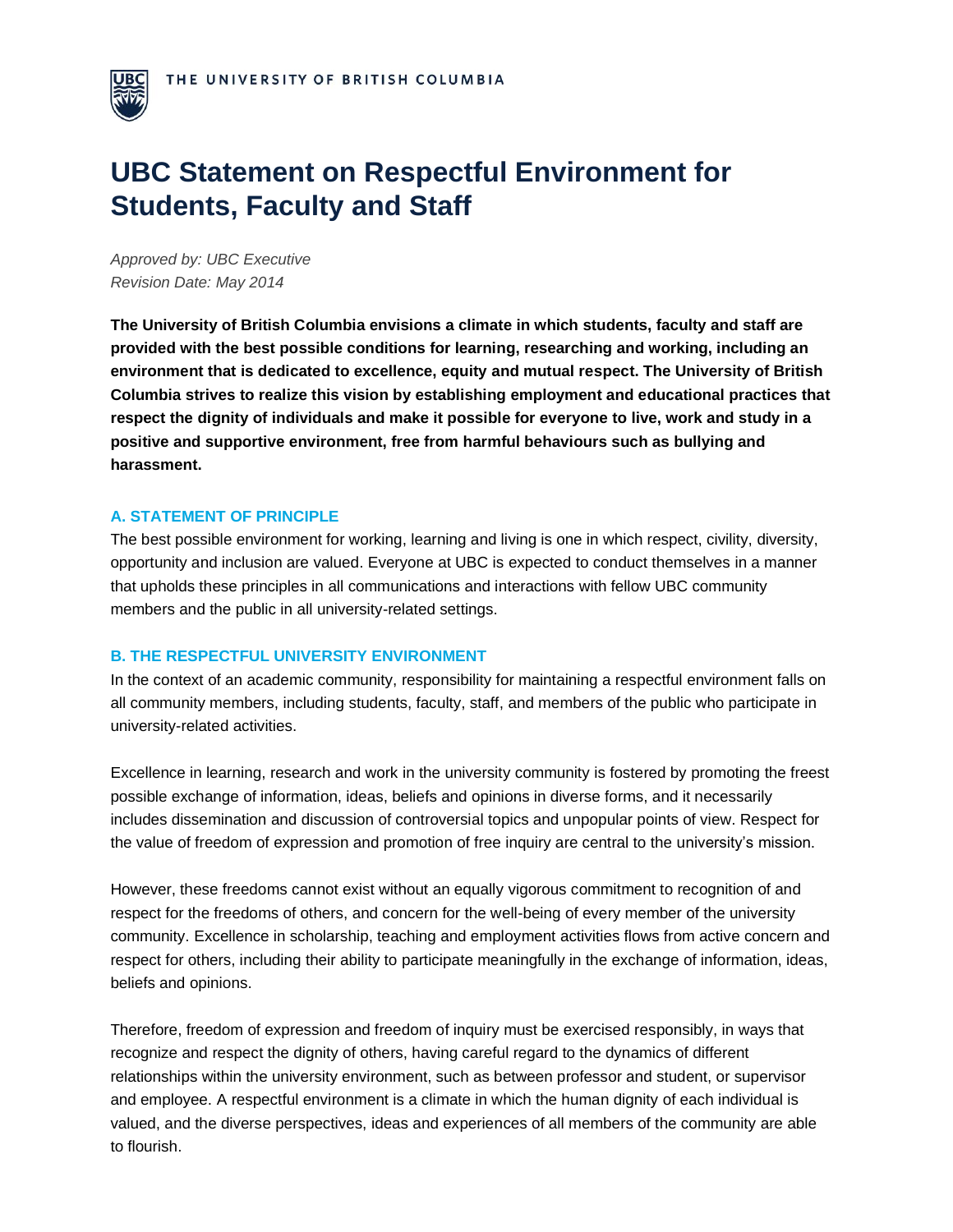THE UNIVERSITY OF BRITISH COLUMBIA

# UBC Statement on Respectful Environment for Students, Faculty and Staff

*Approved by: UBC Executive*
*Revision Date: May 2014*

**The University of British Columbia envisions a climate in which students, faculty and staff are provided with the best possible conditions for learning, researching and working, including an environment that is dedicated to excellence, equity and mutual respect. The University of British Columbia strives to realize this vision by establishing employment and educational practices that respect the dignity of individuals and make it possible for everyone to live, work and study in a positive and supportive environment, free from harmful behaviours such as bullying and harassment.**

## A. STATEMENT OF PRINCIPLE

The best possible environment for working, learning and living is one in which respect, civility, diversity, opportunity and inclusion are valued. Everyone at UBC is expected to conduct themselves in a manner that upholds these principles in all communications and interactions with fellow UBC community members and the public in all university-related settings.

## B. THE RESPECTFUL UNIVERSITY ENVIRONMENT

In the context of an academic community, responsibility for maintaining a respectful environment falls on all community members, including students, faculty, staff, and members of the public who participate in university-related activities.

Excellence in learning, research and work in the university community is fostered by promoting the freest possible exchange of information, ideas, beliefs and opinions in diverse forms, and it necessarily includes dissemination and discussion of controversial topics and unpopular points of view. Respect for the value of freedom of expression and promotion of free inquiry are central to the university's mission.

However, these freedoms cannot exist without an equally vigorous commitment to recognition of and respect for the freedoms of others, and concern for the well-being of every member of the university community. Excellence in scholarship, teaching and employment activities flows from active concern and respect for others, including their ability to participate meaningfully in the exchange of information, ideas, beliefs and opinions.

Therefore, freedom of expression and freedom of inquiry must be exercised responsibly, in ways that recognize and respect the dignity of others, having careful regard to the dynamics of different relationships within the university environment, such as between professor and student, or supervisor and employee. A respectful environment is a climate in which the human dignity of each individual is valued, and the diverse perspectives, ideas and experiences of all members of the community are able to flourish.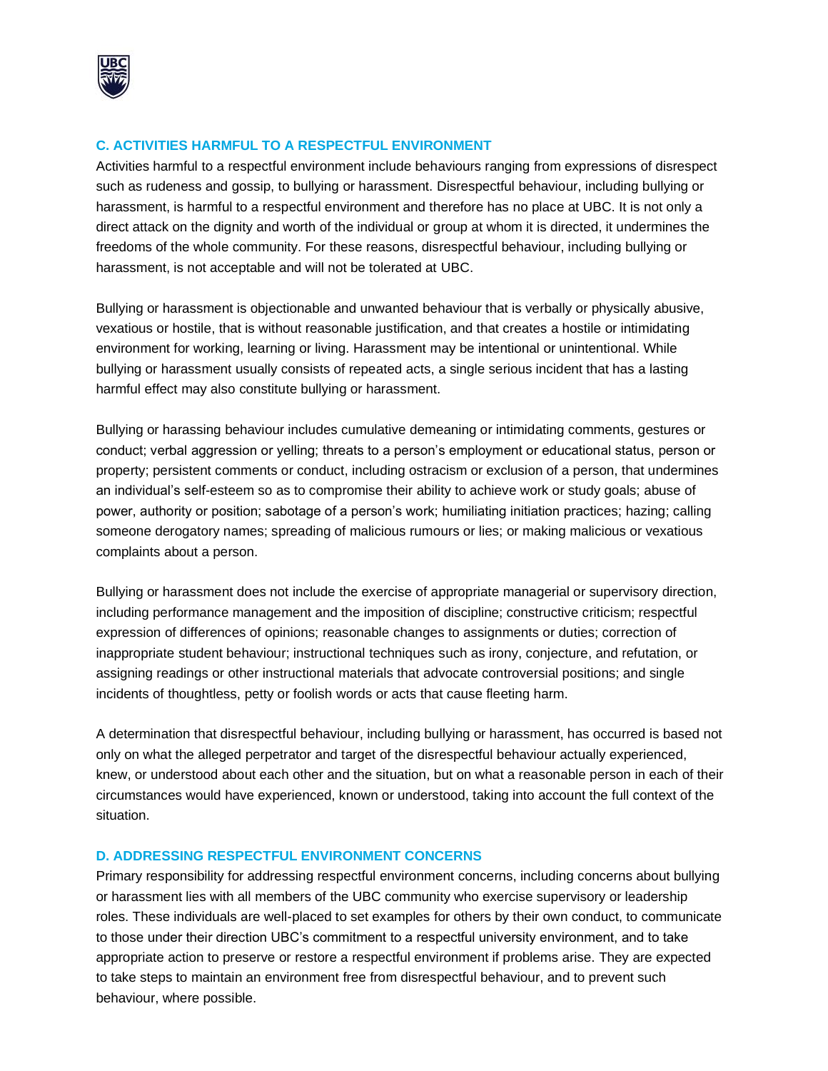## C. ACTIVITIES HARMFUL TO A RESPECTFUL ENVIRONMENT

Activities harmful to a respectful environment include behaviours ranging from expressions of disrespect such as rudeness and gossip, to bullying or harassment. Disrespectful behaviour, including bullying or harassment, is harmful to a respectful environment and therefore has no place at UBC. It is not only a direct attack on the dignity and worth of the individual or group at whom it is directed, it undermines the freedoms of the whole community. For these reasons, disrespectful behaviour, including bullying or harassment, is not acceptable and will not be tolerated at UBC.

Bullying or harassment is objectionable and unwanted behaviour that is verbally or physically abusive, vexatious or hostile, that is without reasonable justification, and that creates a hostile or intimidating environment for working, learning or living. Harassment may be intentional or unintentional. While bullying or harassment usually consists of repeated acts, a single serious incident that has a lasting harmful effect may also constitute bullying or harassment.

Bullying or harassing behaviour includes cumulative demeaning or intimidating comments, gestures or conduct; verbal aggression or yelling; threats to a person's employment or educational status, person or property; persistent comments or conduct, including ostracism or exclusion of a person, that undermines an individual's self-esteem so as to compromise their ability to achieve work or study goals; abuse of power, authority or position; sabotage of a person's work; humiliating initiation practices; hazing; calling someone derogatory names; spreading of malicious rumours or lies; or making malicious or vexatious complaints about a person.

Bullying or harassment does not include the exercise of appropriate managerial or supervisory direction, including performance management and the imposition of discipline; constructive criticism; respectful expression of differences of opinions; reasonable changes to assignments or duties; correction of inappropriate student behaviour; instructional techniques such as irony, conjecture, and refutation, or assigning readings or other instructional materials that advocate controversial positions; and single incidents of thoughtless, petty or foolish words or acts that cause fleeting harm.

A determination that disrespectful behaviour, including bullying or harassment, has occurred is based not only on what the alleged perpetrator and target of the disrespectful behaviour actually experienced, knew, or understood about each other and the situation, but on what a reasonable person in each of their circumstances would have experienced, known or understood, taking into account the full context of the situation.

## D. ADDRESSING RESPECTFUL ENVIRONMENT CONCERNS

Primary responsibility for addressing respectful environment concerns, including concerns about bullying or harassment lies with all members of the UBC community who exercise supervisory or leadership roles. These individuals are well-placed to set examples for others by their own conduct, to communicate to those under their direction UBC's commitment to a respectful university environment, and to take appropriate action to preserve or restore a respectful environment if problems arise. They are expected to take steps to maintain an environment free from disrespectful behaviour, and to prevent such behaviour, where possible.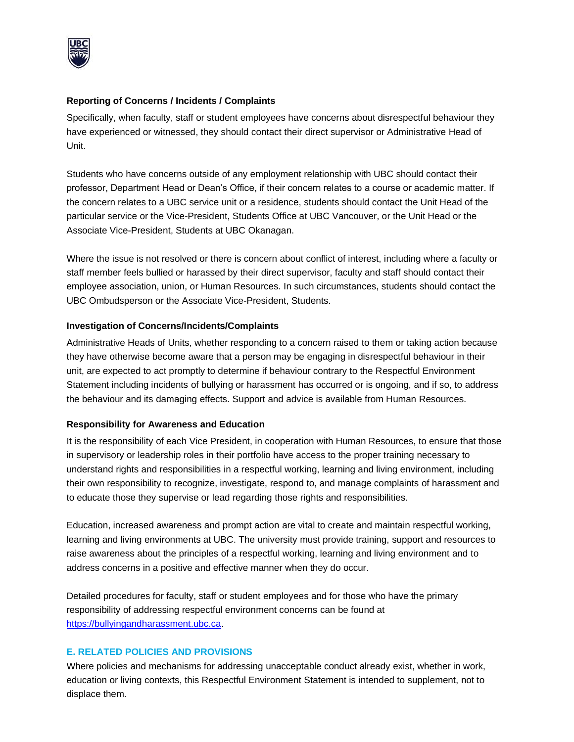**Reporting of Concerns / Incidents / Complaints**

Specifically, when faculty, staff or student employees have concerns about disrespectful behaviour they have experienced or witnessed, they should contact their direct supervisor or Administrative Head of Unit.

Students who have concerns outside of any employment relationship with UBC should contact their professor, Department Head or Dean's Office, if their concern relates to a course or academic matter. If the concern relates to a UBC service unit or a residence, students should contact the Unit Head of the particular service or the Vice-President, Students Office at UBC Vancouver, or the Unit Head or the Associate Vice-President, Students at UBC Okanagan.

Where the issue is not resolved or there is concern about conflict of interest, including where a faculty or staff member feels bullied or harassed by their direct supervisor, faculty and staff should contact their employee association, union, or Human Resources. In such circumstances, students should contact the UBC Ombudsperson or the Associate Vice-President, Students.

**Investigation of Concerns/Incidents/Complaints**

Administrative Heads of Units, whether responding to a concern raised to them or taking action because they have otherwise become aware that a person may be engaging in disrespectful behaviour in their unit, are expected to act promptly to determine if behaviour contrary to the Respectful Environment Statement including incidents of bullying or harassment has occurred or is ongoing, and if so, to address the behaviour and its damaging effects. Support and advice is available from Human Resources.

**Responsibility for Awareness and Education**

It is the responsibility of each Vice President, in cooperation with Human Resources, to ensure that those in supervisory or leadership roles in their portfolio have access to the proper training necessary to understand rights and responsibilities in a respectful working, learning and living environment, including their own responsibility to recognize, investigate, respond to, and manage complaints of harassment and to educate those they supervise or lead regarding those rights and responsibilities.

Education, increased awareness and prompt action are vital to create and maintain respectful working, learning and living environments at UBC. The university must provide training, support and resources to raise awareness about the principles of a respectful working, learning and living environment and to address concerns in a positive and effective manner when they do occur.

Detailed procedures for faculty, staff or student employees and for those who have the primary responsibility of addressing respectful environment concerns can be found at [https://bullyingandharassment.ubc.ca](https://bullyingandharassment.ubc.ca).

## E. RELATED POLICIES AND PROVISIONS

Where policies and mechanisms for addressing unacceptable conduct already exist, whether in work, education or living contexts, this Respectful Environment Statement is intended to supplement, not to displace them.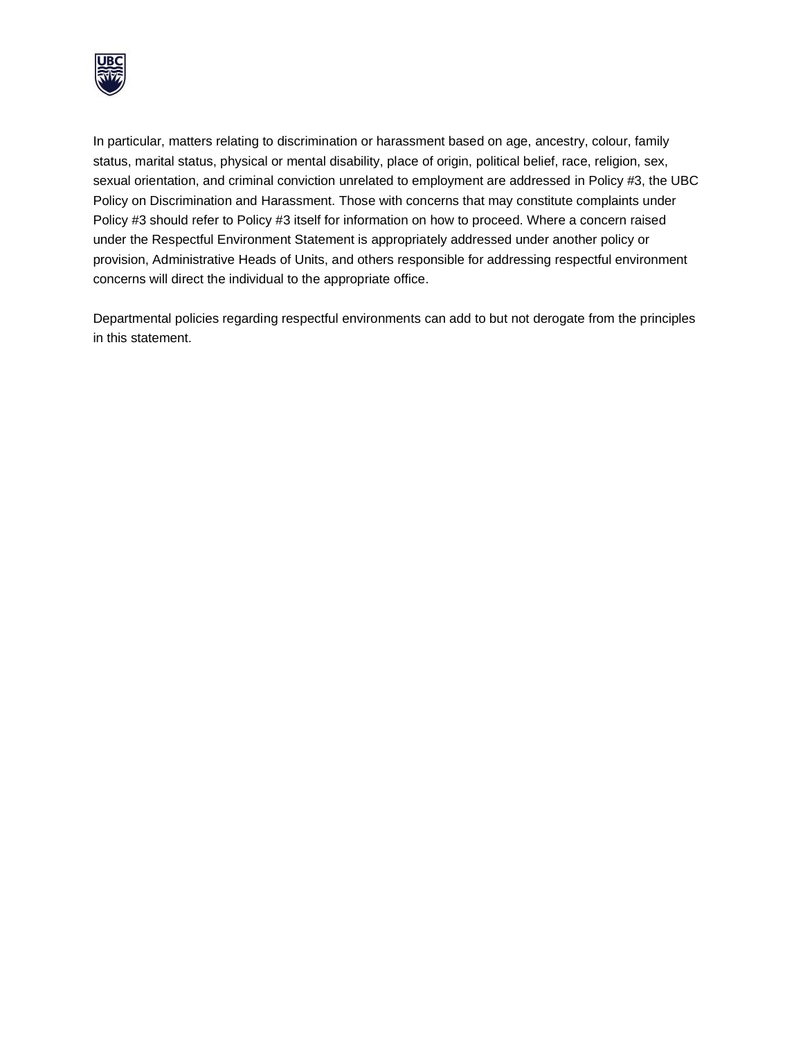In particular, matters relating to discrimination or harassment based on age, ancestry, colour, family status, marital status, physical or mental disability, place of origin, political belief, race, religion, sex, sexual orientation, and criminal conviction unrelated to employment are addressed in Policy #3, the UBC Policy on Discrimination and Harassment. Those with concerns that may constitute complaints under Policy #3 should refer to Policy #3 itself for information on how to proceed. Where a concern raised under the Respectful Environment Statement is appropriately addressed under another policy or provision, Administrative Heads of Units, and others responsible for addressing respectful environment concerns will direct the individual to the appropriate office.

Departmental policies regarding respectful environments can add to but not derogate from the principles in this statement.